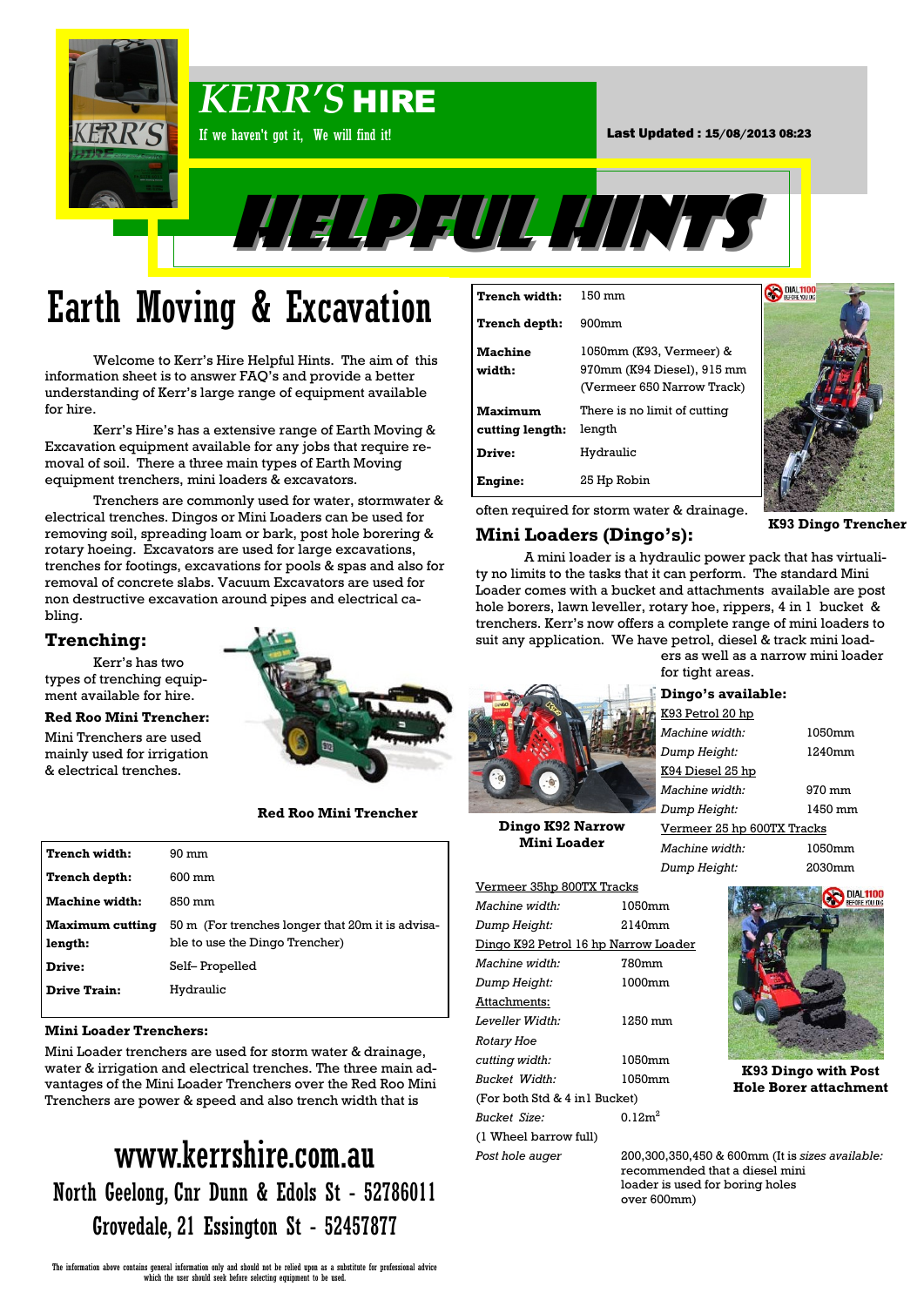# KERR'S HIRE

If we haven't got it, We will find it!

**Last Updated : 15/08/2013 08:23**

# HELPFUL HINTS

## Earth Moving & Excavation

Welcome to Kerr's Hire Helpful Hints. The aim of this information sheet is to answer FAQ's and provide a better understanding of Kerr's large range of equipment available for hire.

Kerr's Hire's has a extensive range of Earth Moving & Excavation equipment available for any jobs that require removal of soil. There a three main types of Earth Moving equipment trenchers, mini loaders & excavators.

Trenchers are commonly used for water, stormwater & electrical trenches. Dingos or Mini Loaders can be used for removing soil, spreading loam or bark, post hole borering & rotary hoeing. Excavators are used for large excavations, trenches for footings, excavations for pools & spas and also for removal of concrete slabs. Vacuum Excavators are used for non destructive excavation around pipes and electrical cabling.

### Trenching:

Kerr's has two types of trenching equipment available for hire.

**Red Roo Mini Trencher:**

Mini Trenchers are used mainly used for irrigation & electrical trenches.

**Red Roo Mini Trencher**

| | |
|---|---|
| **Trench width:** | 90 mm |
| **Trench depth:** | 600 mm |
| **Machine width:** | 850 mm |
| **Maximum cutting length:** | 50 m (For trenches longer that 20m it is advisable to use the Dingo Trencher) |
| **Drive:** | Self– Propelled |
| **Drive Train:** | Hydraulic |

**Mini Loader Trenchers:**

Mini Loader trenchers are used for storm water & drainage, water & irrigation and electrical trenches. The three main advantages of the Mini Loader Trenchers over the Red Roo Mini Trenchers are power & speed and also trench width that is often required for storm water & drainage.

| | |
|---|---|
| **Trench width:** | 150 mm |
| **Trench depth:** | 900mm |
| **Machine width:** | 1050mm (K93, Vermeer) & 970mm (K94 Diesel), 915 mm (Vermeer 650 Narrow Track) |
| **Maximum cutting length:** | There is no limit of cutting length |
| **Drive:** | Hydraulic |
| **Engine:** | 25 Hp Robin |

**K93 Dingo Trencher**

### Mini Loaders (Dingo's):

A mini loader is a hydraulic power pack that has virtuality no limits to the tasks that it can perform. The standard Mini Loader comes with a bucket and attachments available are post hole borers, lawn leveller, rotary hoe, rippers, 4 in 1 bucket & trenchers. Kerr's now offers a complete range of mini loaders to suit any application. We have petrol, diesel & track mini loaders as well as a narrow mini loader for tight areas.

**Dingo K92 Narrow Mini Loader**

**Dingo's available:**

K93 Petrol 20 hp

| | |
|---|---|
| *Machine width:* | 1050mm |
| *Dump Height:* | 1240mm |

K94 Diesel 25 hp

| | |
|---|---|
| *Machine width:* | 970 mm |
| *Dump Height:* | 1450 mm |

Vermeer 25 hp 600TX Tracks

| | |
|---|---|
| *Machine width:* | 1050mm |
| *Dump Height:* | 2030mm |

Vermeer 35hp 800TX Tracks

| | |
|---|---|
| *Machine width:* | 1050mm |
| *Dump Height:* | 2140mm |

Dingo K92 Petrol 16 hp Narrow Loader

| | |
|---|---|
| *Machine width:* | 780mm |
| *Dump Height:* | 1000mm |

Attachments:

| | |
|---|---|
| *Leveller Width:* | 1250 mm |
| *Rotary Hoe cutting width:* | 1050mm |
| *Bucket Width:* | 1050mm |

(For both Std & 4 in1 Bucket)

| | |
|---|---|
| *Bucket Size:* | $0.12m^2$ |

(1 Wheel barrow full)

| | |
|---|---|
| *Post hole auger sizes available:* | 200,300,350,450 & 600mm (It is recommended that a diesel mini loader is used for boring holes over 600mm) |

**K93 Dingo with Post Hole Borer attachment**

## www.kerrshire.com.au

North Geelong, Cnr Dunn & Edols St - 52786011

Grovedale, 21 Essington St - 52457877

The information above contains general information only and should not be relied upon as a substitute for professional advice which the user should seek before selecting equipment to be used.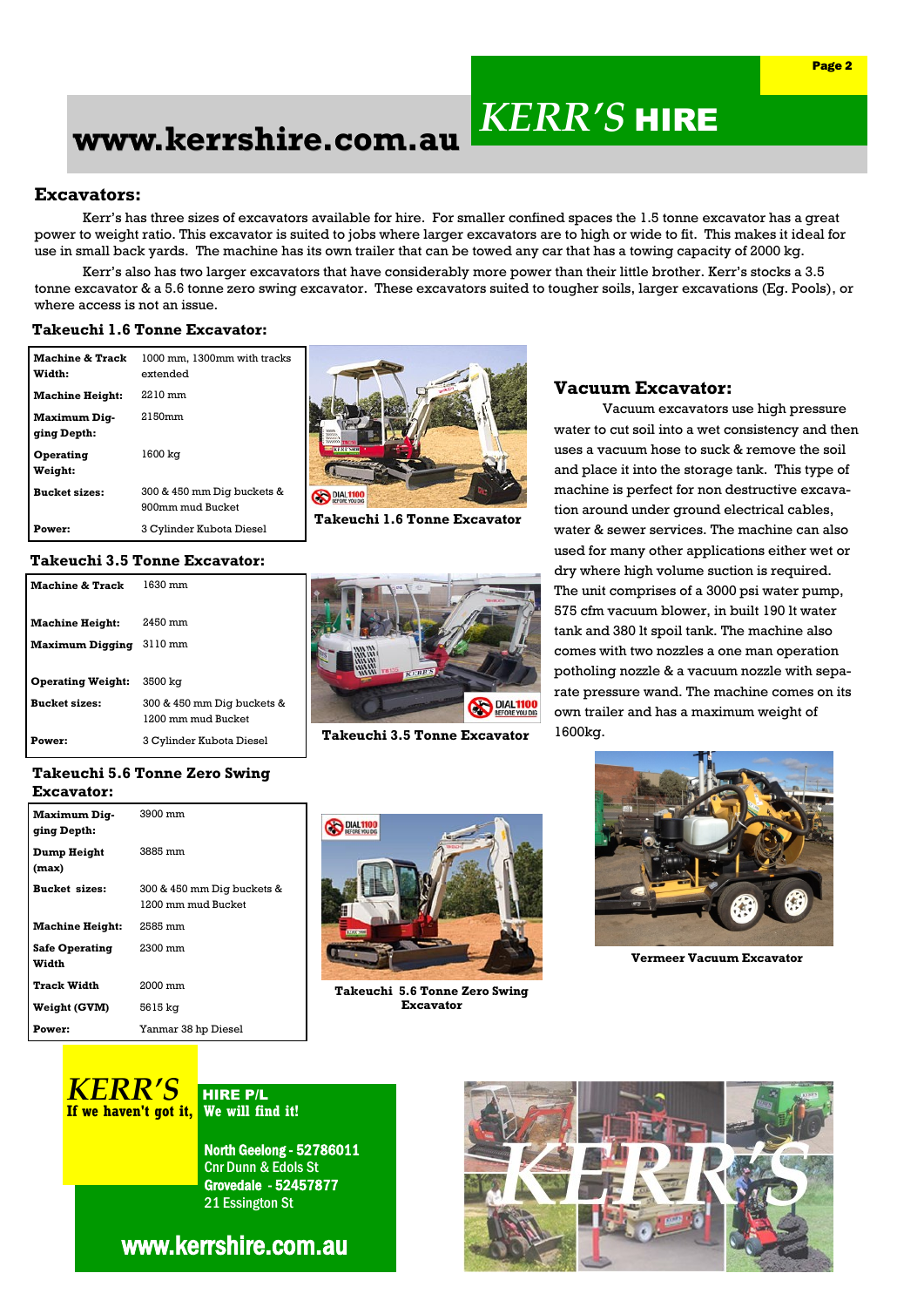www.kerrshire.com.au

# KERR'S HIRE

## Excavators:

Kerr's has three sizes of excavators available for hire. For smaller confined spaces the 1.5 tonne excavator has a great power to weight ratio. This excavator is suited to jobs where larger excavators are to high or wide to fit. This makes it ideal for use in small back yards. The machine has its own trailer that can be towed any car that has a towing capacity of 2000 kg.

Kerr's also has two larger excavators that have considerably more power than their little brother. Kerr's stocks a 3.5 tonne excavator & a 5.6 tonne zero swing excavator. These excavators suited to tougher soils, larger excavations (Eg. Pools), or where access is not an issue.

### Takeuchi 1.6 Tonne Excavator:

| | |
|---|---|
| **Machine & Track Width:** | 1000 mm, 1300mm with tracks extended |
| **Machine Height:** | 2210 mm |
| **Maximum Digging Depth:** | 2150mm |
| **Operating Weight:** | 1600 kg |
| **Bucket sizes:** | 300 & 450 mm Dig buckets & 900mm mud Bucket |
| **Power:** | 3 Cylinder Kubota Diesel |

**Takeuchi 1.6 Tonne Excavator**

### Takeuchi 3.5 Tonne Excavator:

| | |
|---|---|
| **Machine & Track** | 1630 mm |
| **Machine Height:** | 2450 mm |
| **Maximum Digging** | 3110 mm |
| **Operating Weight:** | 3500 kg |
| **Bucket sizes:** | 300 & 450 mm Dig buckets & 1200 mm mud Bucket |
| **Power:** | 3 Cylinder Kubota Diesel |

**Takeuchi 3.5 Tonne Excavator**

### Takeuchi 5.6 Tonne Zero Swing Excavator:

| | |
|---|---|
| **Maximum Digging Depth:** | 3900 mm |
| **Dump Height (max)** | 3885 mm |
| **Bucket sizes:** | 300 & 450 mm Dig buckets & 1200 mm mud Bucket |
| **Machine Height:** | 2585 mm |
| **Safe Operating Width** | 2300 mm |
| **Track Width** | 2000 mm |
| **Weight (GVM)** | 5615 kg |
| **Power:** | Yanmar 38 hp Diesel |

**Takeuchi 5.6 Tonne Zero Swing Excavator**

## Vacuum Excavator:

Vacuum excavators use high pressure water to cut soil into a wet consistency and then uses a vacuum hose to suck & remove the soil and place it into the storage tank. This type of machine is perfect for non destructive excavation around under ground electrical cables, water & sewer services. The machine can also used for many other applications either wet or dry where high volume suction is required. The unit comprises of a 3000 psi water pump, 575 cfm vacuum blower, in built 190 lt water tank and 380 lt spoil tank. The machine also comes with two nozzles a one man operation potholing nozzle & a vacuum nozzle with separate pressure wand. The machine comes on its own trailer and has a maximum weight of 1600kg.

**Vermeer Vacuum Excavator**

*KERR'S* HIRE P/L

**If we haven't got it, We will find it!**

**North Geelong - 52786011**
Cnr Dunn & Edols St
**Grovedale - 52457877**
21 Essington St

**www.kerrshire.com.au**